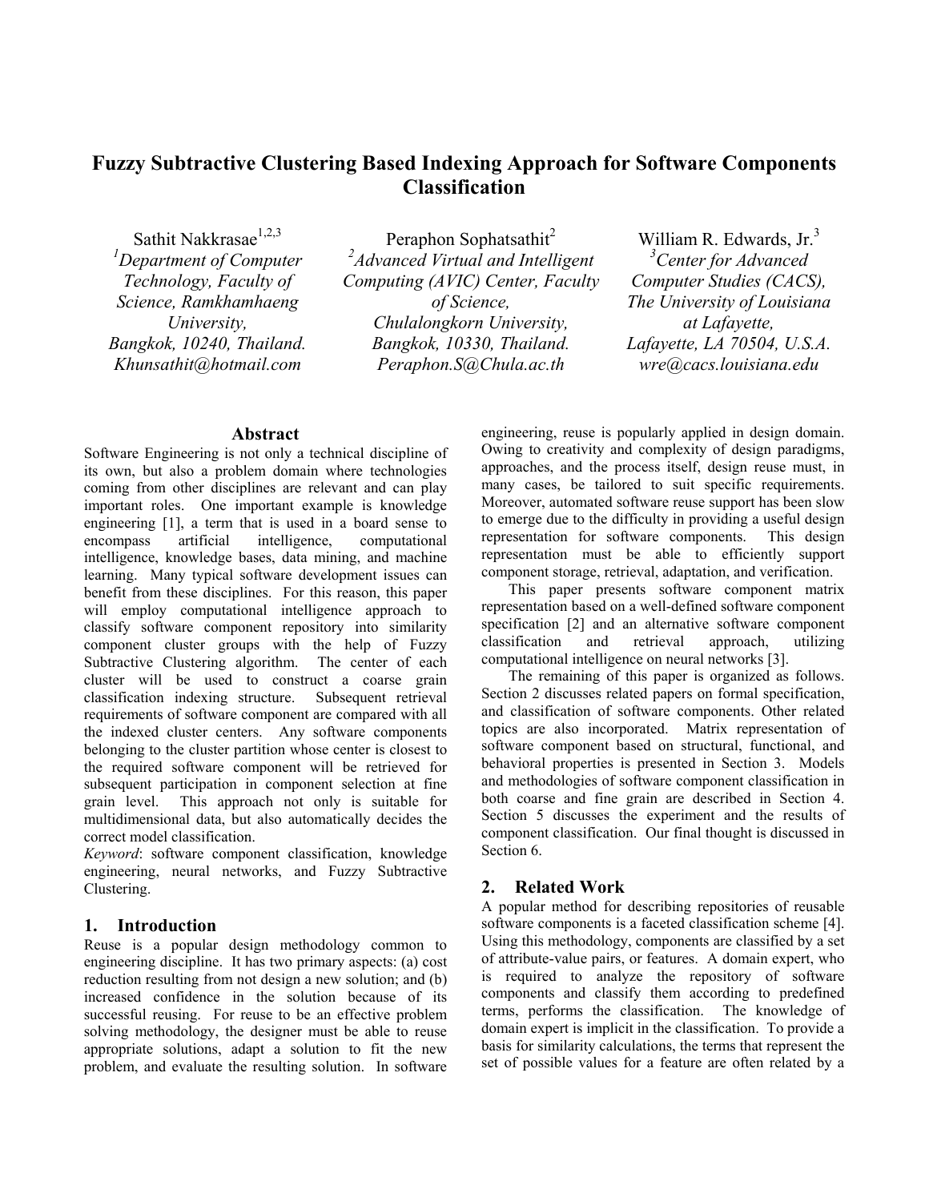# Fuzzy Subtractive Clustering Based Indexing Approach for Software Components Classification

Sathit Nakkrasae[1,2,3]
[1]Department of Computer Technology, Faculty of Science, Ramkhamhaeng University,
Bangkok, 10240, Thailand.
*Khunsathit@hotmail.com*

Peraphon Sophatsathit[2]
[2]Advanced Virtual and Intelligent Computing (AVIC) Center, Faculty of Science,
Chulalongkorn University,
Bangkok, 10330, Thailand.
*Peraphon.S@Chula.ac.th*

William R. Edwards, Jr.[3]
[3]Center for Advanced Computer Studies (CACS),
The University of Louisiana at Lafayette,
Lafayette, LA 70504, U.S.A.
*wre@cacs.louisiana.edu*

## Abstract

Software Engineering is not only a technical discipline of its own, but also a problem domain where technologies coming from other disciplines are relevant and can play important roles. One important example is knowledge engineering [1], a term that is used in a board sense to encompass artificial intelligence, computational intelligence, knowledge bases, data mining, and machine learning. Many typical software development issues can benefit from these disciplines. For this reason, this paper will employ computational intelligence approach to classify software component repository into similarity component cluster groups with the help of Fuzzy Subtractive Clustering algorithm. The center of each cluster will be used to construct a coarse grain classification indexing structure. Subsequent retrieval requirements of software component are compared with all the indexed cluster centers. Any software components belonging to the cluster partition whose center is closest to the required software component will be retrieved for subsequent participation in component selection at fine grain level. This approach not only is suitable for multidimensional data, but also automatically decides the correct model classification.

*Keyword*: software component classification, knowledge engineering, neural networks, and Fuzzy Subtractive Clustering.

## 1. Introduction

Reuse is a popular design methodology common to engineering discipline. It has two primary aspects: (a) cost reduction resulting from not design a new solution; and (b) increased confidence in the solution because of its successful reusing. For reuse to be an effective problem solving methodology, the designer must be able to reuse appropriate solutions, adapt a solution to fit the new problem, and evaluate the resulting solution. In software engineering, reuse is popularly applied in design domain. Owing to creativity and complexity of design paradigms, approaches, and the process itself, design reuse must, in many cases, be tailored to suit specific requirements. Moreover, automated software reuse support has been slow to emerge due to the difficulty in providing a useful design representation for software components. This design representation must be able to efficiently support component storage, retrieval, adaptation, and verification.

This paper presents software component matrix representation based on a well-defined software component specification [2] and an alternative software component classification and retrieval approach, utilizing computational intelligence on neural networks [3].

The remaining of this paper is organized as follows. Section 2 discusses related papers on formal specification, and classification of software components. Other related topics are also incorporated. Matrix representation of software component based on structural, functional, and behavioral properties is presented in Section 3. Models and methodologies of software component classification in both coarse and fine grain are described in Section 4. Section 5 discusses the experiment and the results of component classification. Our final thought is discussed in Section 6.

## 2. Related Work

A popular method for describing repositories of reusable software components is a faceted classification scheme [4]. Using this methodology, components are classified by a set of attribute-value pairs, or features. A domain expert, who is required to analyze the repository of software components and classify them according to predefined terms, performs the classification. The knowledge of domain expert is implicit in the classification. To provide a basis for similarity calculations, the terms that represent the set of possible values for a feature are often related by a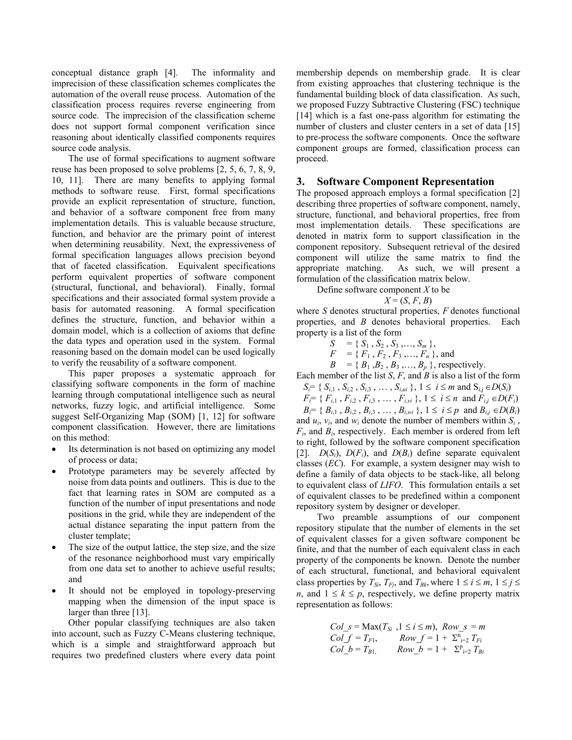conceptual distance graph [4]. The informality and imprecision of these classification schemes complicates the automation of the overall reuse process. Automation of the classification process requires reverse engineering from source code. The imprecision of the classification scheme does not support formal component verification since reasoning about identically classified components requires source code analysis.

The use of formal specifications to augment software reuse has been proposed to solve problems [2, 5, 6, 7, 8, 9, 10, 11]. There are many benefits to applying formal methods to software reuse. First, formal specifications provide an explicit representation of structure, function, and behavior of a software component free from many implementation details. This is valuable because structure, function, and behavior are the primary point of interest when determining reusability. Next, the expressiveness of formal specification languages allows precision beyond that of faceted classification. Equivalent specifications perform equivalent properties of software component (structural, functional, and behavioral). Finally, formal specifications and their associated formal system provide a basis for automated reasoning. A formal specification defines the structure, function, and behavior within a domain model, which is a collection of axioms that define the data types and operation used in the system. Formal reasoning based on the domain model can be used logically to verify the reusability of a software component.

This paper proposes a systematic approach for classifying software components in the form of machine learning through computational intelligence such as neural networks, fuzzy logic, and artificial intelligence. Some suggest Self-Organizing Map (SOM) [1, 12] for software component classification. However, there are limitations on this method:

- Its determination is not based on optimizing any model of process or data;
- Prototype parameters may be severely affected by noise from data points and outliners. This is due to the fact that learning rates in SOM are computed as a function of the number of input presentations and node positions in the grid, while they are independent of the actual distance separating the input pattern from the cluster template;
- The size of the output lattice, the step size, and the size of the resonance neighborhood must vary empirically from one data set to another to achieve useful results; and
- It should not be employed in topology-preserving mapping when the dimension of the input space is larger than three [13].

Other popular classifying techniques are also taken into account, such as Fuzzy C-Means clustering technique, which is a simple and straightforward approach but requires two predefined clusters where every data point membership depends on membership grade. It is clear from existing approaches that clustering technique is the fundamental building block of data classification. As such, we proposed Fuzzy Subtractive Clustering (FSC) technique [14] which is a fast one-pass algorithm for estimating the number of clusters and cluster centers in a set of data [15] to pre-process the software components. Once the software component groups are formed, classification process can proceed.

## 3. Software Component Representation

The proposed approach employs a formal specification [2] describing three properties of software component, namely, structure, functional, and behavioral properties, free from most implementation details. These specifications are denoted in matrix form to support classification in the component repository. Subsequent retrieval of the desired component will utilize the same matrix to find the appropriate matching. As such, we will present a formulation of the classification matrix below.

Define software component $X$ to be

$$X = (S, F, B)$$

where $S$ denotes structural properties, $F$ denotes functional properties, and $B$ denotes behavioral properties. Each property is a list of the form

$S = \{ S_1 , S_2 , S_3 ,\ldots, S_m \}$,
$F = \{ F_1 , F_2 , F_3 ,\ldots, F_n \}$, and
$B = \{ B_1 ,B_2 , B_3 ,\ldots, B_p \}$, respectively.

Each member of the list $S$, $F$, and $B$ is also a list of the form

$S_i = \{ S_{i,1} , S_{i,2} , S_{i,3} , \ldots , S_{i,ui} \}$, $1 \leq i \leq m$ and $S_{i,j} \in D(S_i)$
$F_i = \{ F_{i,1} , F_{i,2} , F_{i,3} , \ldots , F_{i,vi} \}$, $1 \leq i \leq n$ and $F_{i,j} \in D(F_i)$
$B_i = \{ B_{i,1} , B_{i,2} , B_{i,3} , \ldots , B_{i,wi} \}$, $1 \leq i \leq p$ and $B_{i,j} \in D(B_i)$

and $u_i$, $v_i$, and $w_i$ denote the number of members within $S_i$, $F_i$, and $B_i$, respectively. Each member is ordered from left to right, followed by the software component specification [2]. $D(S_i)$, $D(F_i)$, and $D(B_i)$ define separate equivalent classes (*EC*). For example, a system designer may wish to define a family of data objects to be stack-like, all belong to equivalent class of *LIFO*. This formulation entails a set of equivalent classes to be predefined within a component repository system by designer or developer.

Two preamble assumptions of our component repository stipulate that the number of elements in the set of equivalent classes for a given software component be finite, and that the number of each equivalent class in each property of the components be known. Denote the number of each structural, functional, and behavioral equivalent class properties by $T_{Si}$, $T_{Fj}$, and $T_{Bk}$, where $1 \leq i \leq m$, $1 \leq j \leq n$, and $1 \leq k \leq p$, respectively, we define property matrix representation as follows:

$$Col\_s = \text{Max}(T_{Si} ,1 \leq i \leq m),\quad Row\_s = m$$
$$Col\_f = T_{F1},\qquad Row\_f = 1 + \Sigma^{n}_{i=2} T_{Fi}$$
$$Col\_b = T_{B1},\qquad Row\_b = 1 + \Sigma^{p}_{i=2} T_{Bi}$$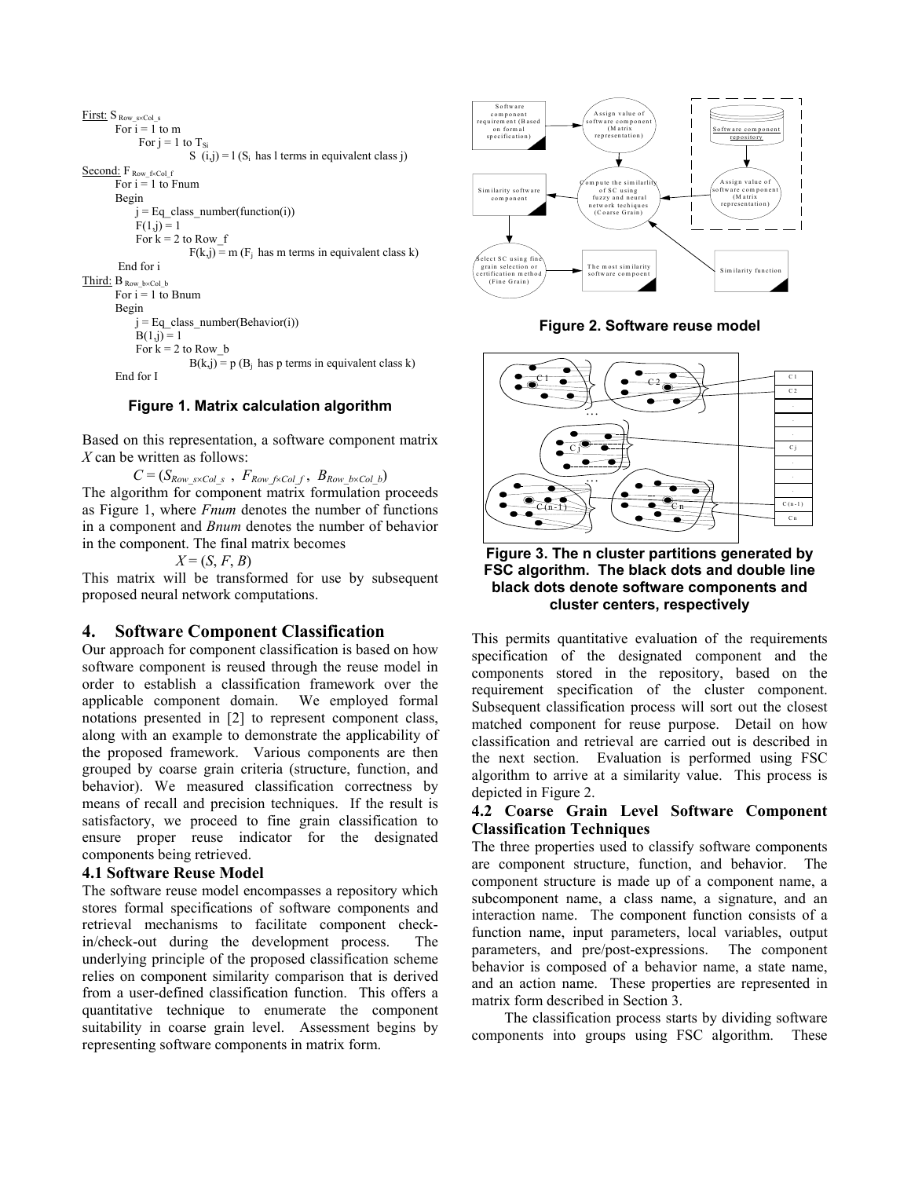```
First: S Row_s×Col_s
    For i = 1 to m
        For j = 1 to T_Si
            S (i,j) = l (S_i has l terms in equivalent class j)
Second: F Row_f×Col_f
    For i = 1 to Fnum
    Begin
        j = Eq_class_number(function(i))
        F(1,j) = 1
        For k = 2 to Row_f
            F(k,j) = m (F_j has m terms in equivalent class k)
    End for i
Third: B Row_b×Col_b
    For i = 1 to Bnum
    Begin
        j = Eq_class_number(Behavior(i))
        B(1,j) = 1
        For k = 2 to Row_b
            B(k,j) = p (B_j has p terms in equivalent class k)
    End for I
```

**Figure 1. Matrix calculation algorithm**

Based on this representation, a software component matrix $X$ can be written as follows:

$$C = (S_{Row\_s \times Col\_s}\ ,\ F_{Row\_f \times Col\_f}\ ,\ B_{Row\_b \times Col\_b})$$

The algorithm for component matrix formulation proceeds as Figure 1, where *Fnum* denotes the number of functions in a component and *Bnum* denotes the number of behavior in the component. The final matrix becomes

$$X = (S, F, B)$$

This matrix will be transformed for use by subsequent proposed neural network computations.

## 4. Software Component Classification

Our approach for component classification is based on how software component is reused through the reuse model in order to establish a classification framework over the applicable component domain. We employed formal notations presented in [2] to represent component class, along with an example to demonstrate the applicability of the proposed framework. Various components are then grouped by coarse grain criteria (structure, function, and behavior). We measured classification correctness by means of recall and precision techniques. If the result is satisfactory, we proceed to fine grain classification to ensure proper reuse indicator for the designated components being retrieved.

### 4.1 Software Reuse Model

The software reuse model encompasses a repository which stores formal specifications of software components and retrieval mechanisms to facilitate component check-in/check-out during the development process. The underlying principle of the proposed classification scheme relies on component similarity comparison that is derived from a user-defined classification function. This offers a quantitative technique to enumerate the component suitability in coarse grain level. Assessment begins by representing software components in matrix form.

Software component requirement (Based on formal specification) | Assign value of software component (Matrix representation) | Software component repository | Assign value of software component (Matrix representation) | Compute the similarity of SC using fuzzy and neural network techiques (Coarse Grain) | Similarity software component | Similarity function | Select SC using fine grain selection or certification method (Fine Grain) | The most similarity software compoent

**Figure 2. Software reuse model**

C 1 | C 2 | ... | C j | ... | C (n-1) | C n

**Figure 3. The n cluster partitions generated by FSC algorithm. The black dots and double line black dots denote software components and cluster centers, respectively**

This permits quantitative evaluation of the requirements specification of the designated component and the components stored in the repository, based on the requirement specification of the cluster component. Subsequent classification process will sort out the closest matched component for reuse purpose. Detail on how classification and retrieval are carried out is described in the next section. Evaluation is performed using FSC algorithm to arrive at a similarity value. This process is depicted in Figure 2.

### 4.2 Coarse Grain Level Software Component Classification Techniques

The three properties used to classify software components are component structure, function, and behavior. The component structure is made up of a component name, a subcomponent name, a class name, a signature, and an interaction name. The component function consists of a function name, input parameters, local variables, output parameters, and pre/post-expressions. The component behavior is composed of a behavior name, a state name, and an action name. These properties are represented in matrix form described in Section 3.

The classification process starts by dividing software components into groups using FSC algorithm. These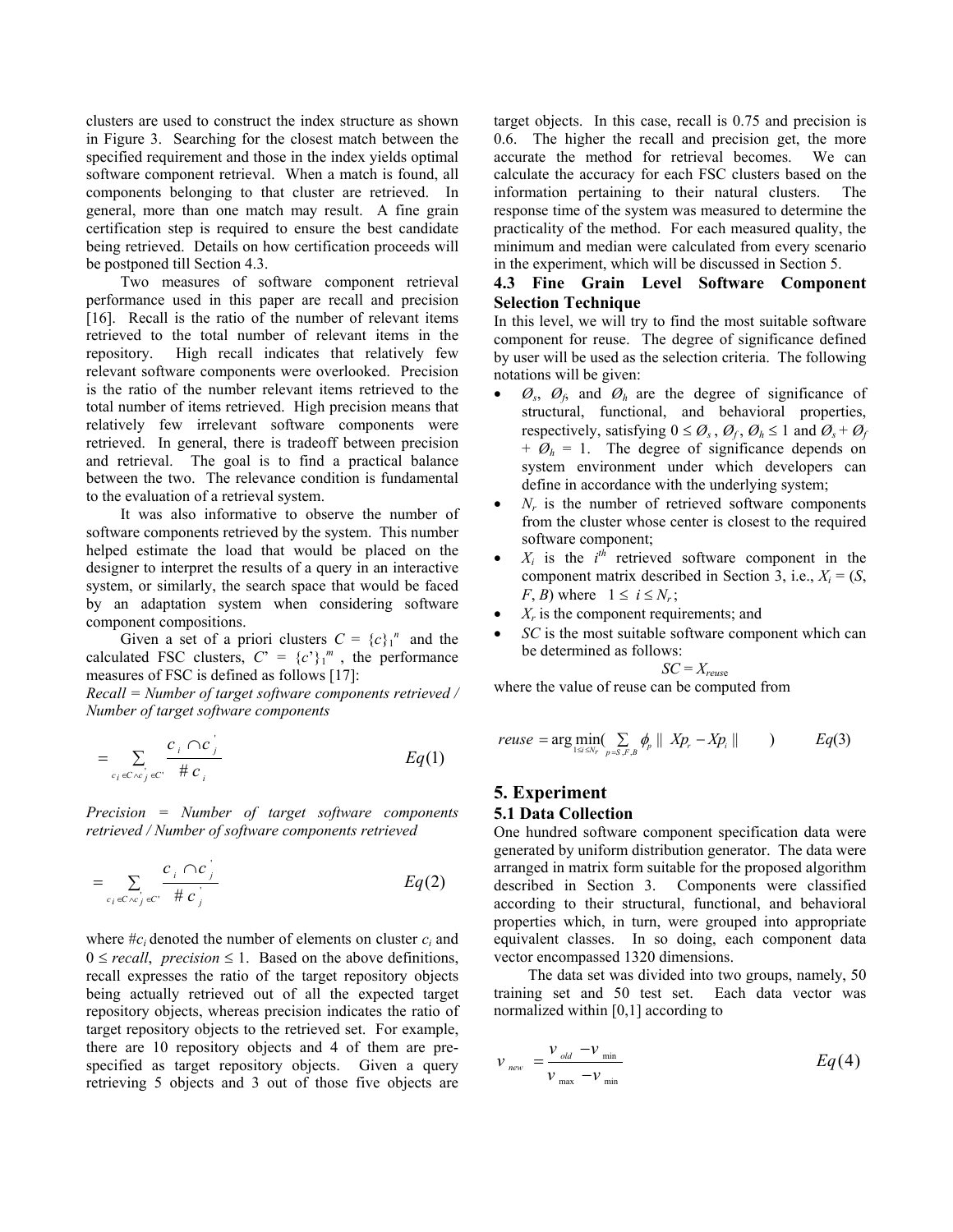clusters are used to construct the index structure as shown in Figure 3. Searching for the closest match between the specified requirement and those in the index yields optimal software component retrieval. When a match is found, all components belonging to that cluster are retrieved. In general, more than one match may result. A fine grain certification step is required to ensure the best candidate being retrieved. Details on how certification proceeds will be postponed till Section 4.3.

Two measures of software component retrieval performance used in this paper are recall and precision [16]. Recall is the ratio of the number of relevant items retrieved to the total number of relevant items in the repository. High recall indicates that relatively few relevant software components were overlooked. Precision is the ratio of the number relevant items retrieved to the total number of items retrieved. High precision means that relatively few irrelevant software components were retrieved. In general, there is tradeoff between precision and retrieval. The goal is to find a practical balance between the two. The relevance condition is fundamental to the evaluation of a retrieval system.

It was also informative to observe the number of software components retrieved by the system. This number helped estimate the load that would be placed on the designer to interpret the results of a query in an interactive system, or similarly, the search space that would be faced by an adaptation system when considering software component compositions.

Given a set of a priori clusters $C = \{c\}_1^n$ and the calculated FSC clusters, $C' = \{c'\}_1^m$, the performance measures of FSC is defined as follows [17]:

*Recall = Number of target software components retrieved / Number of target software components*

$$= \sum_{c_i \in C \wedge c'_j \in C'} \frac{c_i \cap c'_j}{\# c_i} \qquad Eq(1)$$

*Precision = Number of target software components retrieved / Number of software components retrieved*

$$= \sum_{c_i \in C \wedge c'_j \in C'} \frac{c_i \cap c'_j}{\# c'_j} \qquad Eq(2)$$

where $\#c_i$ denoted the number of elements on cluster $c_i$ and $0 \leq recall,\ precision \leq 1$. Based on the above definitions, recall expresses the ratio of the target repository objects being actually retrieved out of all the expected target repository objects, whereas precision indicates the ratio of target repository objects to the retrieved set. For example, there are 10 repository objects and 4 of them are pre-specified as target repository objects. Given a query retrieving 5 objects and 3 out of those five objects are target objects. In this case, recall is 0.75 and precision is 0.6. The higher the recall and precision get, the more accurate the method for retrieval becomes. We can calculate the accuracy for each FSC clusters based on the information pertaining to their natural clusters. The response time of the system was measured to determine the practicality of the method. For each measured quality, the minimum and median were calculated from every scenario in the experiment, which will be discussed in Section 5.

### 4.3 Fine Grain Level Software Component Selection Technique

In this level, we will try to find the most suitable software component for reuse. The degree of significance defined by user will be used as the selection criteria. The following notations will be given:

- $\emptyset_s$, $\emptyset_f$, and $\emptyset_h$ are the degree of significance of structural, functional, and behavioral properties, respectively, satisfying $0 \leq \emptyset_s, \emptyset_f, \emptyset_h \leq 1$ and $\emptyset_s + \emptyset_f + \emptyset_h = 1$. The degree of significance depends on system environment under which developers can define in accordance with the underlying system;
- $N_r$ is the number of retrieved software components from the cluster whose center is closest to the required software component;
- $X_i$ is the $i^{th}$ retrieved software component in the component matrix described in Section 3, i.e., $X_i = (S, F, B)$ where $1 \leq i \leq N_r$;
- $X_r$ is the component requirements; and
- $SC$ is the most suitable software component which can be determined as follows:

$$SC = X_{reuse}$$

where the value of reuse can be computed from

$$reuse = \arg\min_{1 \leq i \leq N_r}\left( \sum_{p=S,F,B} \phi_p \parallel Xp_r - Xp_i \parallel \right) \qquad Eq(3)$$

## 5. Experiment

### 5.1 Data Collection

One hundred software component specification data were generated by uniform distribution generator. The data were arranged in matrix form suitable for the proposed algorithm described in Section 3. Components were classified according to their structural, functional, and behavioral properties which, in turn, were grouped into appropriate equivalent classes. In so doing, each component data vector encompassed 1320 dimensions.

The data set was divided into two groups, namely, 50 training set and 50 test set. Each data vector was normalized within [0,1] according to

$$v_{new} = \frac{v_{old} - v_{min}}{v_{max} - v_{min}} \qquad Eq(4)$$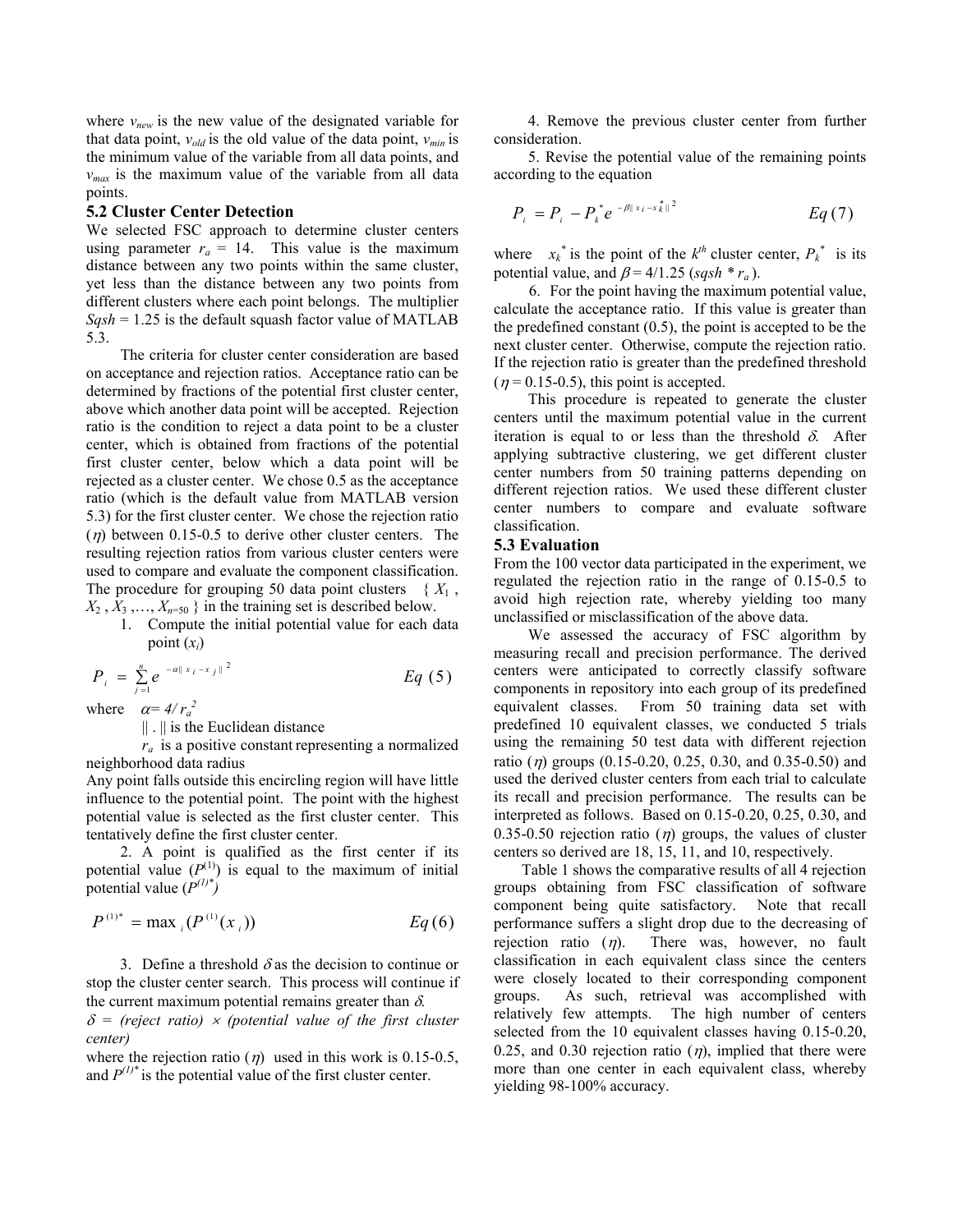where $v_{new}$ is the new value of the designated variable for that data point, $v_{old}$ is the old value of the data point, $v_{min}$ is the minimum value of the variable from all data points, and $v_{max}$ is the maximum value of the variable from all data points.

### 5.2 Cluster Center Detection

We selected FSC approach to determine cluster centers using parameter $r_a$ = 14. This value is the maximum distance between any two points within the same cluster, yet less than the distance between any two points from different clusters where each point belongs. The multiplier *Sqsh* = 1.25 is the default squash factor value of MATLAB 5.3.

The criteria for cluster center consideration are based on acceptance and rejection ratios. Acceptance ratio can be determined by fractions of the potential first cluster center, above which another data point will be accepted. Rejection ratio is the condition to reject a data point to be a cluster center, which is obtained from fractions of the potential first cluster center, below which a data point will be rejected as a cluster center. We chose 0.5 as the acceptance ratio (which is the default value from MATLAB version 5.3) for the first cluster center. We chose the rejection ratio ($\eta$) between 0.15-0.5 to derive other cluster centers. The resulting rejection ratios from various cluster centers were used to compare and evaluate the component classification. The procedure for grouping 50 data point clusters $\{ X_1, X_2, X_3, \ldots, X_{n=50} \}$ in the training set is described below.

1. Compute the initial potential value for each data point ($x_i$)

$$P_i = \sum_{j=1}^{n} e^{-\alpha \| x_i - x_j \|^2} \qquad Eq\ (5)$$

where $\alpha = 4/ r_a^2$

$\| . \|$ is the Euclidean distance

$r_a$ is a positive constant representing a normalized neighborhood data radius

Any point falls outside this encircling region will have little influence to the potential point. The point with the highest potential value is selected as the first cluster center. This tentatively define the first cluster center.

2. A point is qualified as the first center if its potential value ($P^{(1)}$) is equal to the maximum of initial potential value ($P^{(1)*}$)

$$P^{(1)*} = \max_i (P^{(1)}(x_i)) \qquad Eq\ (6)$$

3. Define a threshold $\delta$ as the decision to continue or stop the cluster center search. This process will continue if the current maximum potential remains greater than $\delta$.

*$\delta$ = (reject ratio) $\times$ (potential value of the first cluster center)*

where the rejection ratio ($\eta$) used in this work is 0.15-0.5, and $P^{(1)*}$ is the potential value of the first cluster center.

4. Remove the previous cluster center from further consideration.

5. Revise the potential value of the remaining points according to the equation

$$P_i = P_i - P_k^* e^{-\beta \| x_i - x_k^* \|^2} \qquad Eq\ (7)$$

where $x_k^*$ is the point of the $k^{th}$ cluster center, $P_k^*$ is its potential value, and $\beta = 4/1.25$ ($sqsh * r_a$).

6. For the point having the maximum potential value, calculate the acceptance ratio. If this value is greater than the predefined constant (0.5), the point is accepted to be the next cluster center. Otherwise, compute the rejection ratio. If the rejection ratio is greater than the predefined threshold ($\eta$ = 0.15-0.5), this point is accepted.

This procedure is repeated to generate the cluster centers until the maximum potential value in the current iteration is equal to or less than the threshold $\delta$. After applying subtractive clustering, we get different cluster center numbers from 50 training patterns depending on different rejection ratios. We used these different cluster center numbers to compare and evaluate software classification.

### 5.3 Evaluation

From the 100 vector data participated in the experiment, we regulated the rejection ratio in the range of 0.15-0.5 to avoid high rejection rate, whereby yielding too many unclassified or misclassification of the above data.

We assessed the accuracy of FSC algorithm by measuring recall and precision performance. The derived centers were anticipated to correctly classify software components in repository into each group of its predefined equivalent classes. From 50 training data set with predefined 10 equivalent classes, we conducted 5 trials using the remaining 50 test data with different rejection ratio ($\eta$) groups (0.15-0.20, 0.25, 0.30, and 0.35-0.50) and used the derived cluster centers from each trial to calculate its recall and precision performance. The results can be interpreted as follows. Based on 0.15-0.20, 0.25, 0.30, and 0.35-0.50 rejection ratio ($\eta$) groups, the values of cluster centers so derived are 18, 15, 11, and 10, respectively.

Table 1 shows the comparative results of all 4 rejection groups obtaining from FSC classification of software component being quite satisfactory. Note that recall performance suffers a slight drop due to the decreasing of rejection ratio ($\eta$). There was, however, no fault classification in each equivalent class since the centers were closely located to their corresponding component groups. As such, retrieval was accomplished with relatively few attempts. The high number of centers selected from the 10 equivalent classes having 0.15-0.20, 0.25, and 0.30 rejection ratio ($\eta$), implied that there were more than one center in each equivalent class, whereby yielding 98-100% accuracy.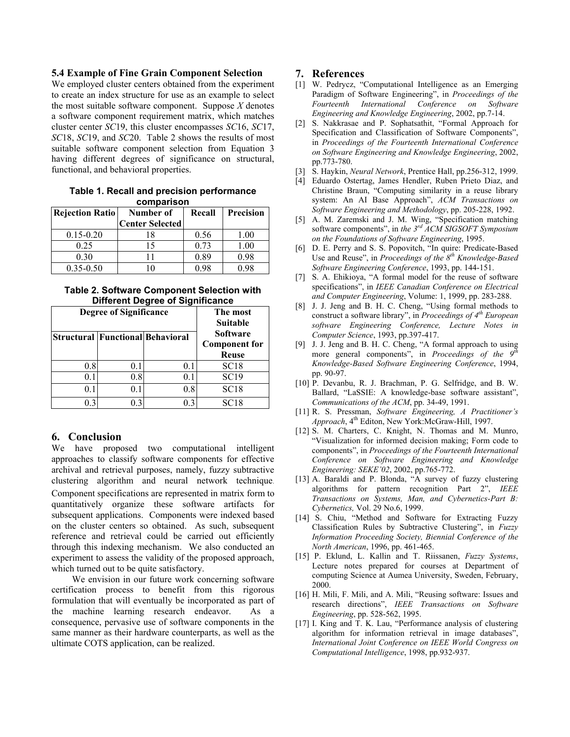### 5.4 Example of Fine Grain Component Selection

We employed cluster centers obtained from the experiment to create an index structure for use as an example to select the most suitable software component. Suppose *X* denotes a software component requirement matrix, which matches cluster center *SC*19, this cluster encompasses *SC*16, *SC*17, *SC*18, *SC*19, and *SC*20. Table 2 shows the results of most suitable software component selection from Equation 3 having different degrees of significance on structural, functional, and behavioral properties.

**Table 1. Recall and precision performance comparison**

| Rejection Ratio | Number of Center Selected | Recall | Precision |
|---|---|---|---|
| 0.15-0.20 | 18 | 0.56 | 1.00 |
| 0.25 | 15 | 0.73 | 1.00 |
| 0.30 | 11 | 0.89 | 0.98 |
| 0.35-0.50 | 10 | 0.98 | 0.98 |

**Table 2. Software Component Selection with Different Degree of Significance**

| Degree of Significance | | | The most Suitable Software Component for Reuse |
|---|---|---|---|
| Structural | Functional | Behavioral | |
| 0.8 | 0.1 | 0.1 | SC18 |
| 0.1 | 0.8 | 0.1 | SC19 |
| 0.1 | 0.1 | 0.8 | SC18 |
| 0.3 | 0.3 | 0.3 | SC18 |

## 6. Conclusion

We have proposed two computational intelligent approaches to classify software components for effective archival and retrieval purposes, namely, fuzzy subtractive clustering algorithm and neural network technique. Component specifications are represented in matrix form to quantitatively organize these software artifacts for subsequent applications. Components were indexed based on the cluster centers so obtained. As such, subsequent reference and retrieval could be carried out efficiently through this indexing mechanism. We also conducted an experiment to assess the validity of the proposed approach, which turned out to be quite satisfactory.

We envision in our future work concerning software certification process to benefit from this rigorous formulation that will eventually be incorporated as part of the machine learning research endeavor. As a consequence, pervasive use of software components in the same manner as their hardware counterparts, as well as the ultimate COTS application, can be realized.

## 7. References

[1] W. Pedrycz, "Computational Intelligence as an Emerging Paradigm of Software Engineering", in *Proceedings of the Fourteenth International Conference on Software Engineering and Knowledge Engineering*, 2002, pp.7-14.

[2] S. Nakkrasae and P. Sophatsathit, "Formal Approach for Specification and Classification of Software Components", in *Proceedings of the Fourteenth International Conference on Software Engineering and Knowledge Engineering*, 2002, pp.773-780.

[3] S. Haykin, *Neural Network*, Prentice Hall, pp.256-312, 1999.

[4] Eduardo Ostertag, James Hendler, Ruben Prieto Diaz, and Christine Braun, "Computing similarity in a reuse library system: An AI Base Approach", *ACM Transactions on Software Engineering and Methodology*, pp. 205-228, 1992.

[5] A. M. Zaremski and J. M. Wing, "Specification matching software components", in *the 3rd ACM SIGSOFT Symposium on the Foundations of Software Engineering*, 1995.

[6] D. E. Perry and S. S. Popovitch, "In quire: Predicate-Based Use and Reuse", in *Proceedings of the 8th Knowledge-Based Software Engineering Conference*, 1993, pp. 144-151.

[7] S. A. Ehikioya, "A formal model for the reuse of software specifications", in *IEEE Canadian Conference on Electrical and Computer Engineering*, Volume: 1, 1999, pp. 283-288.

[8] J. J. Jeng and B. H. C. Cheng, "Using formal methods to construct a software library", in *Proceedings of 4th European software Engineering Conference, Lecture Notes in Computer Science*, 1993, pp.397-417.

[9] J. J. Jeng and B. H. C. Cheng, "A formal approach to using more general components", in *Proceedings of the 9th Knowledge-Based Software Engineering Conference*, 1994, pp. 90-97.

[10] P. Devanbu, R. J. Brachman, P. G. Selfridge, and B. W. Ballard, "LaSSIE: A knowledge-base software assistant", *Communications of the ACM*, pp. 34-49, 1991.

[11] R. S. Pressman, *Software Engineering, A Practitioner's Approach*, 4th Editon, New York:McGraw-Hill, 1997.

[12] S. M. Charters, C. Knight, N. Thomas and M. Munro, "Visualization for informed decision making; Form code to components", in *Proceedings of the Fourteenth International Conference on Software Engineering and Knowledge Engineering: SEKE'02*, 2002, pp.765-772.

[13] A. Baraldi and P. Blonda, "A survey of fuzzy clustering algorithms for pattern recognition Part 2", *IEEE Transactions on Systems, Man, and Cybernetics-Part B: Cybernetics,* Vol. 29 No.6, 1999.

[14] S. Chiu, "Method and Software for Extracting Fuzzy Classification Rules by Subtractive Clustering", in *Fuzzy Information Proceeding Society, Biennial Conference of the North American*, 1996, pp. 461-465.

[15] P. Eklund, L. Kallin and T. Riissanen, *Fuzzy Systems*, Lecture notes prepared for courses at Department of computing Science at Aumea University, Sweden, February, 2000.

[16] H. Mili, F. Mili, and A. Mili, "Reusing software: Issues and research directions", *IEEE Transactions on Software Engineering*, pp. 528-562, 1995.

[17] I. King and T. K. Lau, "Performance analysis of clustering algorithm for information retrieval in image databases", *International Joint Conference on IEEE World Congress on Computational Intelligence*, 1998, pp.932-937.